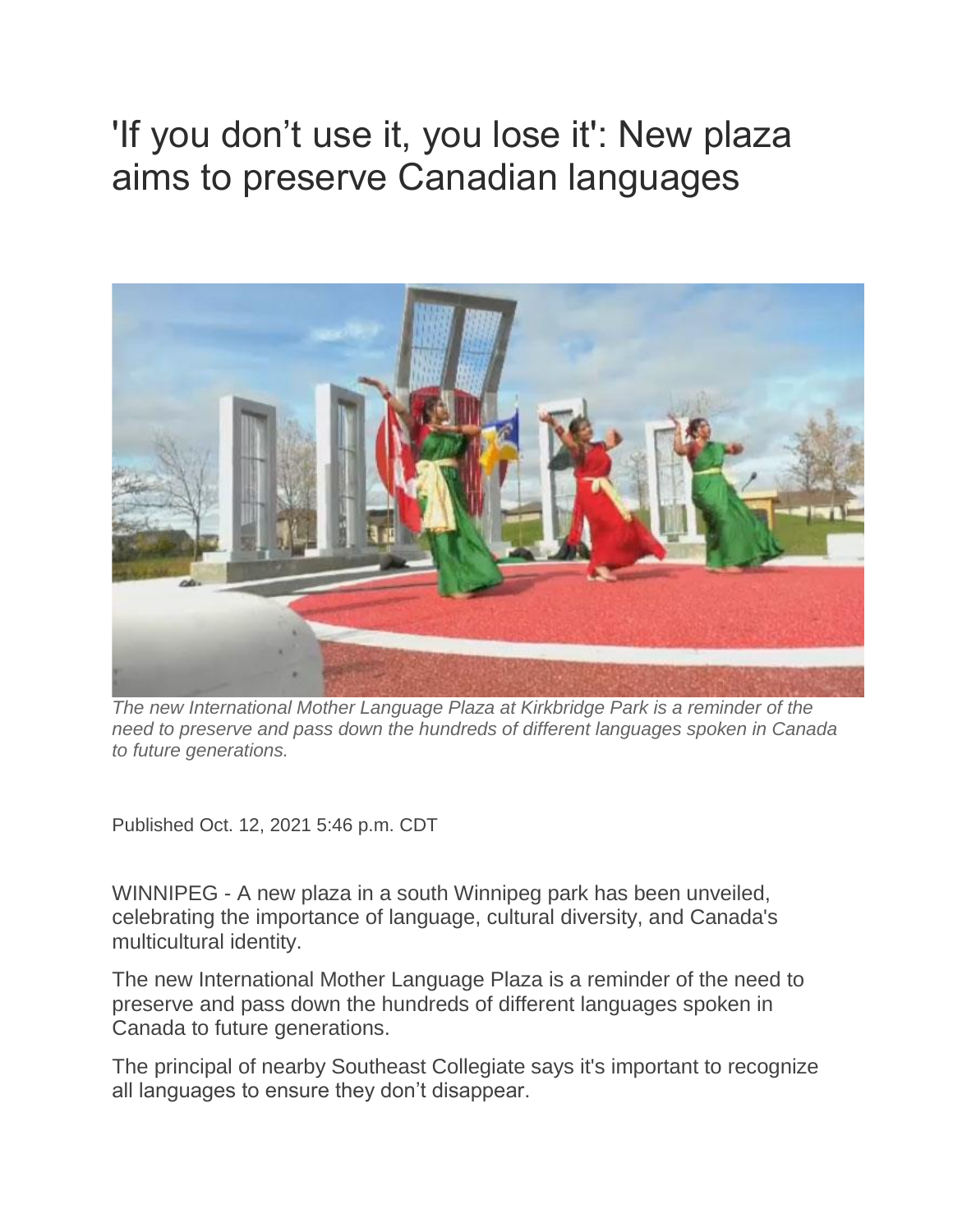# 'If you don't use it, you lose it': New plaza aims to preserve Canadian languages

*The new International Mother Language Plaza at Kirkbridge Park is a reminder of the need to preserve and pass down the hundreds of different languages spoken in Canada to future generations.*

Published Oct. 12, 2021 5:46 p.m. CDT

WINNIPEG - A new plaza in a south Winnipeg park has been unveiled, celebrating the importance of language, cultural diversity, and Canada's multicultural identity.

The new International Mother Language Plaza is a reminder of the need to preserve and pass down the hundreds of different languages spoken in Canada to future generations.

The principal of nearby Southeast Collegiate says it's important to recognize all languages to ensure they don't disappear.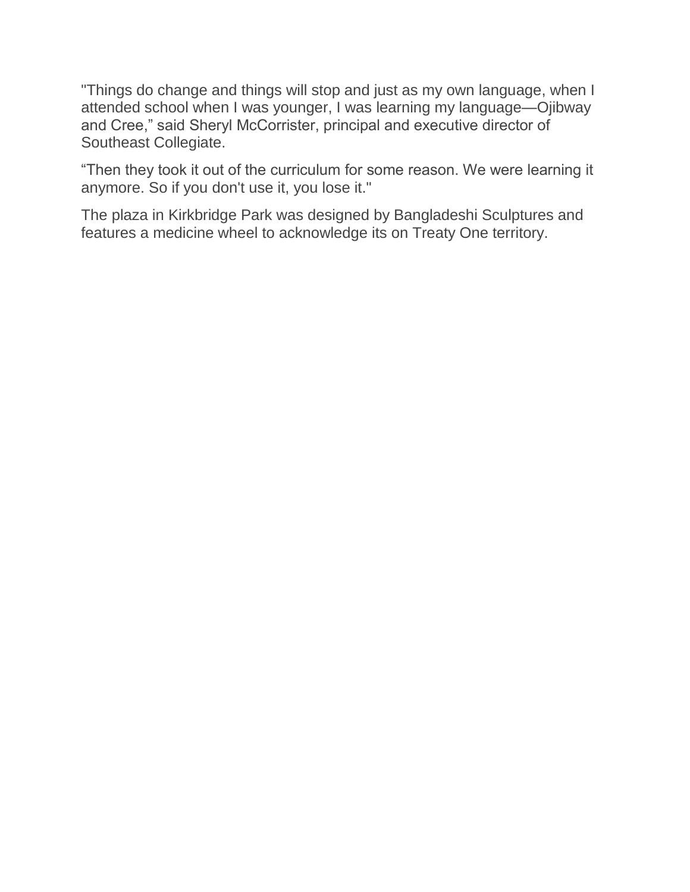"Things do change and things will stop and just as my own language, when I attended school when I was younger, I was learning my language—Ojibway and Cree," said Sheryl McCorrister, principal and executive director of Southeast Collegiate.

"Then they took it out of the curriculum for some reason. We were learning it anymore. So if you don't use it, you lose it."

The plaza in Kirkbridge Park was designed by Bangladeshi Sculptures and features a medicine wheel to acknowledge its on Treaty One territory.